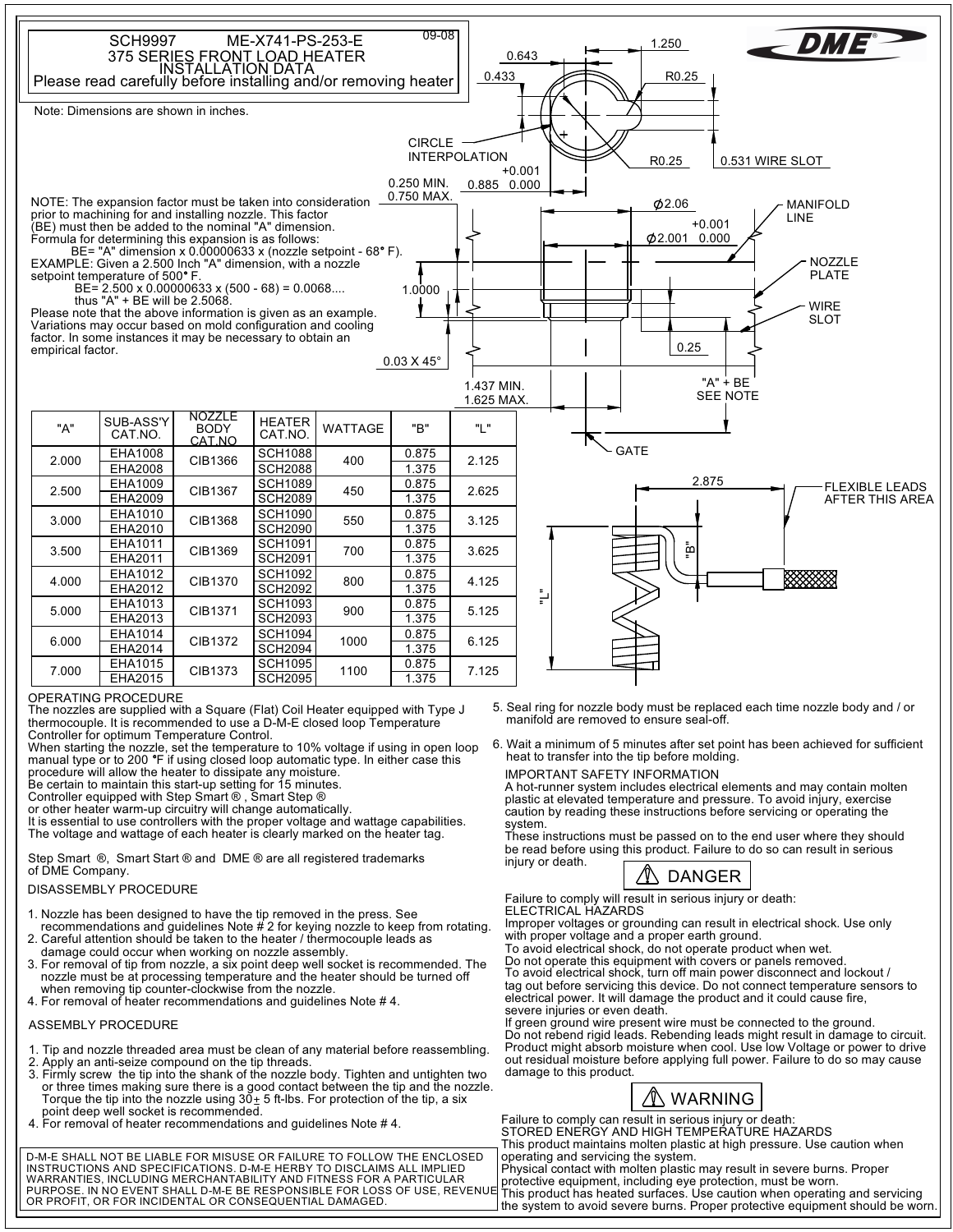# SCH9997 ME-X741-PS-253-E

09-08

## 375 SERIES FRONT LOAD HEATER INSTALLATION DATA

Please read carefully before installing and/or removing heater

Note: Dimensions are shown in inches.

DME

1.250
0.643
0.433
R0.25
CIRCLE INTERPOLATION
R0.25
0.531 WIRE SLOT
0.885 +0.001 / 0.000
0.250 MIN.
0.750 MAX.
⌀2.06
MANIFOLD LINE
⌀2.001 +0.001 / 0.000
NOZZLE PLATE
1.0000
WIRE SLOT
0.25
0.03 X 45°
1.437 MIN.
1.625 MAX.
"A" + BE SEE NOTE
GATE

NOTE: The expansion factor must be taken into consideration prior to machining for and installing nozzle. This factor (BE) must then be added to the nominal "A" dimension.
Formula for determining this expansion is as follows:
BE= "A" dimension x 0.00000633 x (nozzle setpoint - 68° F).
EXAMPLE: Given a 2.500 Inch "A" dimension, with a nozzle setpoint temperature of 500° F.
BE= 2.500 x 0.00000633 x (500 - 68) = 0.0068....
thus "A" + BE will be 2.5068.
Please note that the above information is given as an example. Variations may occur based on mold configuration and cooling factor. In some instances it may be necessary to obtain an empirical factor.

| "A" | SUB-ASS'Y CAT.NO. | NOZZLE BODY CAT.NO | HEATER CAT.NO. | WATTAGE | "B" | "L" |
|---|---|---|---|---|---|---|
| 2.000 | EHA1008 | CIB1366 | SCH1088 | 400 | 0.875 | 2.125 |
| | EHA2008 | | SCH2088 | | 1.375 | |
| 2.500 | EHA1009 | CIB1367 | SCH1089 | 450 | 0.875 | 2.625 |
| | EHA2009 | | SCH2089 | | 1.375 | |
| 3.000 | EHA1010 | CIB1368 | SCH1090 | 550 | 0.875 | 3.125 |
| | EHA2010 | | SCH2090 | | 1.375 | |
| 3.500 | EHA1011 | CIB1369 | SCH1091 | 700 | 0.875 | 3.625 |
| | EHA2011 | | SCH2091 | | 1.375 | |
| 4.000 | EHA1012 | CIB1370 | SCH1092 | 800 | 0.875 | 4.125 |
| | EHA2012 | | SCH2092 | | 1.375 | |
| 5.000 | EHA1013 | CIB1371 | SCH1093 | 900 | 0.875 | 5.125 |
| | EHA2013 | | SCH2093 | | 1.375 | |
| 6.000 | EHA1014 | CIB1372 | SCH1094 | 1000 | 0.875 | 6.125 |
| | EHA2014 | | SCH2094 | | 1.375 | |
| 7.000 | EHA1015 | CIB1373 | SCH1095 | 1100 | 0.875 | 7.125 |
| | EHA2015 | | SCH2095 | | 1.375 | |

2.875
FLEXIBLE LEADS AFTER THIS AREA
"B"
"L"

### OPERATING PROCEDURE

The nozzles are supplied with a Square (Flat) Coil Heater equipped with Type J thermocouple. It is recommended to use a D-M-E closed loop Temperature Controller for optimum Temperature Control.
When starting the nozzle, set the temperature to 10% voltage if using in open loop manual type or to 200 °F if using closed loop automatic type. In either case this procedure will allow the heater to dissipate any moisture.
Be certain to maintain this start-up setting for 15 minutes.
Controller equipped with Step Smart ®, Smart Step ® or other heater warm-up circuitry will change automatically.
It is essential to use controllers with the proper voltage and wattage capabilities.
The voltage and wattage of each heater is clearly marked on the heater tag.

Step Smart ®, Smart Start ® and DME ® are all registered trademarks of DME Company.

### DISASSEMBLY PROCEDURE

1. Nozzle has been designed to have the tip removed in the press. See recommendations and guidelines Note # 2 for keying nozzle to keep from rotating.
2. Careful attention should be taken to the heater / thermocouple leads as damage could occur when working on nozzle assembly.
3. For removal of tip from nozzle, a six point deep well socket is recommended. The nozzle must be at processing temperature and the heater should be turned off when removing tip counter-clockwise from the nozzle.
4. For removal of heater recommendations and guidelines Note # 4.

### ASSEMBLY PROCEDURE

1. Tip and nozzle threaded area must be clean of any material before reassembling.
2. Apply an anti-seize compound on the tip threads.
3. Firmly screw the tip into the shank of the nozzle body. Tighten and untighten two or three times making sure there is a good contact between the tip and the nozzle. Torque the tip into the nozzle using 30± 5 ft-lbs. For protection of the tip, a six point deep well socket is recommended.
4. For removal of heater recommendations and guidelines Note # 4.
5. Seal ring for nozzle body must be replaced each time nozzle body and / or manifold are removed to ensure seal-off.
6. Wait a minimum of 5 minutes after set point has been achieved for sufficient heat to transfer into the tip before molding.

### IMPORTANT SAFETY INFORMATION

A hot-runner system includes electrical elements and may contain molten plastic at elevated temperature and pressure. To avoid injury, exercise caution by reading these instructions before servicing or operating the system.
These instructions must be passed on to the end user where they should be read before using this product. Failure to do so can result in serious injury or death.

**⚠ DANGER**

Failure to comply will result in serious injury or death:
ELECTRICAL HAZARDS
Improper voltages or grounding can result in electrical shock. Use only with proper voltage and a proper earth ground.
To avoid electrical shock, do not operate product when wet.
Do not operate this equipment with covers or panels removed.
To avoid electrical shock, turn off main power disconnect and lockout / tag out before servicing this device. Do not connect temperature sensors to electrical power. It will damage the product and it could cause fire, severe injuries or even death.
If green ground wire present wire must be connected to the ground.
Do not rebend rigid leads. Rebending leads might result in damage to circuit.
Product might absorb moisture when cool. Use low Voltage or power to drive out residual moisture before applying full power. Failure to do so may cause damage to this product.

**⚠ WARNING**

Failure to comply can result in serious injury or death:
STORED ENERGY AND HIGH TEMPERATURE HAZARDS
This product maintains molten plastic at high pressure. Use caution when operating and servicing the system.
Physical contact with molten plastic may result in severe burns. Proper protective equipment, including eye protection, must be worn.
This product has heated surfaces. Use caution when operating and servicing the system to avoid severe burns. Proper protective equipment should be worn.

D-M-E SHALL NOT BE LIABLE FOR MISUSE OR FAILURE TO FOLLOW THE ENCLOSED INSTRUCTIONS AND SPECIFICATIONS. D-M-E HERBY TO DISCLAIMS ALL IMPLIED WARRANTIES, INCLUDING MERCHANTABILITY AND FITNESS FOR A PARTICULAR PURPOSE. IN NO EVENT SHALL D-M-E BE RESPONSIBLE FOR LOSS OF USE, REVENUE OR PROFIT, OR FOR INCIDENTAL OR CONSEQUENTIAL DAMAGED.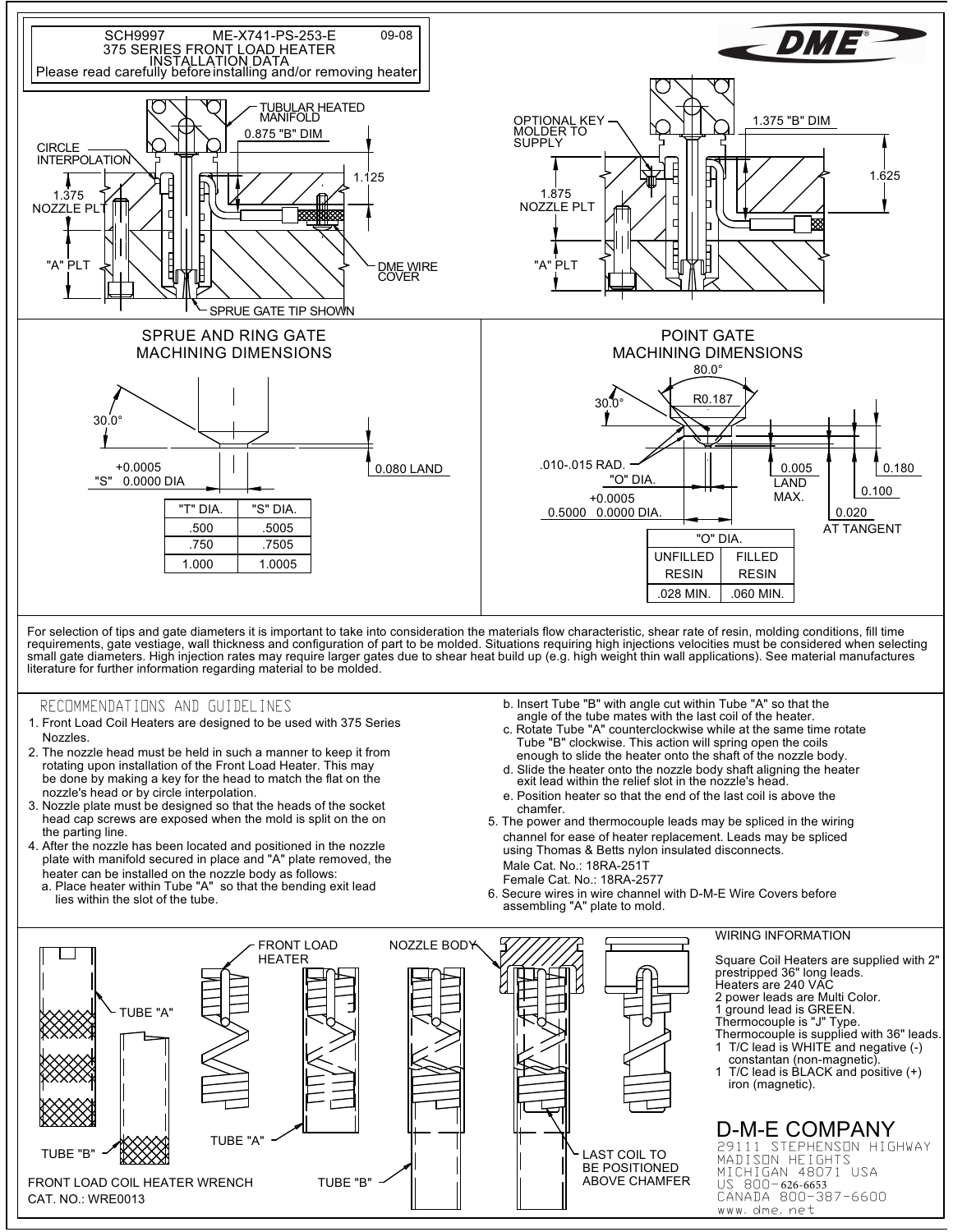SCH9997 ME-X741-PS-253-E 09-08

# 375 SERIES FRONT LOAD HEATER INSTALLATION DATA

Please read carefully before installing and/or removing heater

DME

TUBULAR HEATED MANIFOLD
0.875 "B" DIM
CIRCLE INTERPOLATION
1.125
1.375 NOZZLE PLT
"A" PLT
DME WIRE COVER
SPRUE GATE TIP SHOWN

OPTIONAL KEY MOLDER TO SUPPLY
1.375 "B" DIM
1.625
1.875 NOZZLE PLT
"A" PLT

## SPRUE AND RING GATE MACHINING DIMENSIONS

30.0°
0.080 LAND
"S" +0.0005 / 0.0000 DIA

| "T" DIA. | "S" DIA. |
|---|---|
| .500 | .5005 |
| .750 | .7505 |
| 1.000 | 1.0005 |

## POINT GATE MACHINING DIMENSIONS

80.0°
30.0°
R0.187
.010-.015 RAD.
"O" DIA.
0.5000 +0.0005 / 0.0000 DIA.
0.005 LAND MAX.
0.180
0.100
0.020 AT TANGENT

| "O" DIA. | |
|---|---|
| UNFILLED RESIN | FILLED RESIN |
| .028 MIN. | .060 MIN. |

For selection of tips and gate diameters it is important to take into consideration the materials flow characteristic, shear rate of resin, molding conditions, fill time requirements, gate vestiage, wall thickness and configuration of part to be molded. Situations requiring high injections velocities must be considered when selecting small gate diameters. High injection rates may require larger gates due to shear heat build up (e.g. high weight thin wall applications). See material manufactures literature for further information regarding material to be molded.

## RECOMMENDATIONS AND GUIDELINES

1. Front Load Coil Heaters are designed to be used with 375 Series Nozzles.
2. The nozzle head must be held in such a manner to keep it from rotating upon installation of the Front Load Heater. This may be done by making a key for the head to match the flat on the nozzle's head or by circle interpolation.
3. Nozzle plate must be designed so that the heads of the socket head cap screws are exposed when the mold is split on the on the parting line.
4. After the nozzle has been located and positioned in the nozzle plate with manifold secured in place and "A" plate removed, the heater can be installed on the nozzle body as follows:
   a. Place heater within Tube "A" so that the bending exit lead lies within the slot of the tube.
   b. Insert Tube "B" with angle cut within Tube "A" so that the angle of the tube mates with the last coil of the heater.
   c. Rotate Tube "A" counterclockwise while at the same time rotate Tube "B" clockwise. This action will spring open the coils enough to slide the heater onto the shaft of the nozzle body.
   d. Slide the heater onto the nozzle body shaft aligning the heater exit lead within the relief slot in the nozzle's head.
   e. Position heater so that the end of the last coil is above the chamfer.
5. The power and thermocouple leads may be spliced in the wiring channel for ease of heater replacement. Leads may be spliced using Thomas & Betts nylon insulated disconnects.
   Male Cat. No.: 18RA-251T
   Female Cat. No.: 18RA-2577
6. Secure wires in wire channel with D-M-E Wire Covers before assembling "A" plate to mold.

TUBE "A"
TUBE "B"
FRONT LOAD HEATER
TUBE "A"
TUBE "B"
NOZZLE BODY
LAST COIL TO BE POSITIONED ABOVE CHAMFER

FRONT LOAD COIL HEATER WRENCH
CAT. NO.: WRE0013

### WIRING INFORMATION

Square Coil Heaters are supplied with 2" prestripped 36" long leads.
Heaters are 240 VAC
2 power leads are Multi Color.
1 ground lead is GREEN.
Thermocouple is "J" Type.
Thermocouple is supplied with 36" leads.
1 T/C lead is WHITE and negative (-) constantan (non-magnetic).
1 T/C lead is BLACK and positive (+) iron (magnetic).

**D-M-E COMPANY**
29111 STEPHENSON HIGHWAY
MADISON HEIGHTS
MICHIGAN 48071 USA
US 800-626-6653
CANADA 800-387-6600
www.dme.net